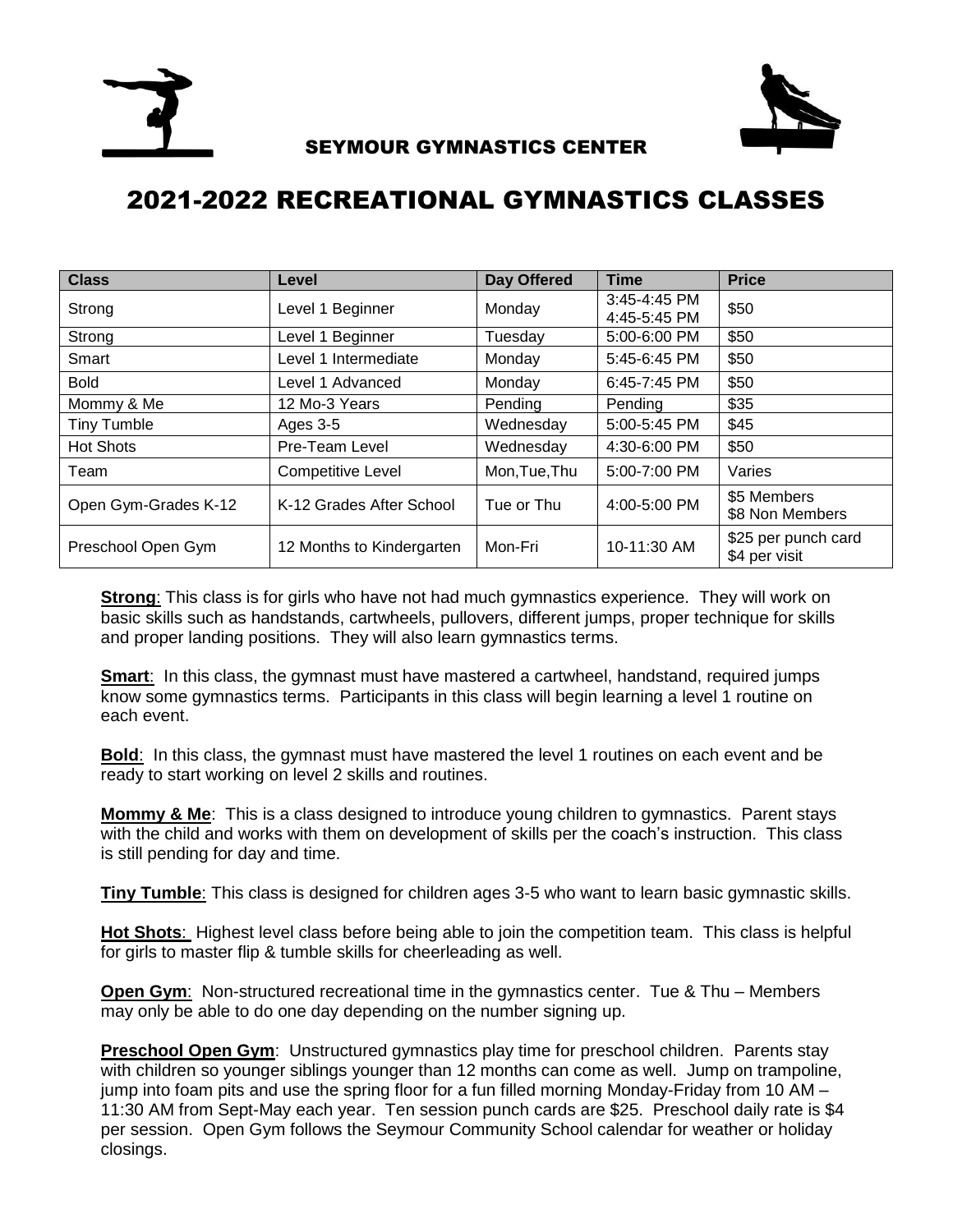SEYMOUR GYMNASTICS CENTER

# 2021-2022 RECREATIONAL GYMNASTICS CLASSES

| Class | Level | Day Offered | Time | Price |
|---|---|---|---|---|
| Strong | Level 1 Beginner | Monday | 3:45-4:45 PM<br>4:45-5:45 PM | $50 |
| Strong | Level 1 Beginner | Tuesday | 5:00-6:00 PM | $50 |
| Smart | Level 1 Intermediate | Monday | 5:45-6:45 PM | $50 |
| Bold | Level 1 Advanced | Monday | 6:45-7:45 PM | $50 |
| Mommy & Me | 12 Mo-3 Years | Pending | Pending | $35 |
| Tiny Tumble | Ages 3-5 | Wednesday | 5:00-5:45 PM | $45 |
| Hot Shots | Pre-Team Level | Wednesday | 4:30-6:00 PM | $50 |
| Team | Competitive Level | Mon,Tue,Thu | 5:00-7:00 PM | Varies |
| Open Gym-Grades K-12 | K-12 Grades After School | Tue or Thu | 4:00-5:00 PM | $5 Members<br>$8 Non Members |
| Preschool Open Gym | 12 Months to Kindergarten | Mon-Fri | 10-11:30 AM | $25 per punch card<br>$4 per visit |

**Strong**: This class is for girls who have not had much gymnastics experience. They will work on basic skills such as handstands, cartwheels, pullovers, different jumps, proper technique for skills and proper landing positions. They will also learn gymnastics terms.

**Smart**: In this class, the gymnast must have mastered a cartwheel, handstand, required jumps know some gymnastics terms. Participants in this class will begin learning a level 1 routine on each event.

**Bold**: In this class, the gymnast must have mastered the level 1 routines on each event and be ready to start working on level 2 skills and routines.

**Mommy & Me**: This is a class designed to introduce young children to gymnastics. Parent stays with the child and works with them on development of skills per the coach's instruction. This class is still pending for day and time.

**Tiny Tumble**: This class is designed for children ages 3-5 who want to learn basic gymnastic skills.

**Hot Shots**: Highest level class before being able to join the competition team. This class is helpful for girls to master flip & tumble skills for cheerleading as well.

**Open Gym**: Non-structured recreational time in the gymnastics center. Tue & Thu – Members may only be able to do one day depending on the number signing up.

**Preschool Open Gym**: Unstructured gymnastics play time for preschool children. Parents stay with children so younger siblings younger than 12 months can come as well. Jump on trampoline, jump into foam pits and use the spring floor for a fun filled morning Monday-Friday from 10 AM – 11:30 AM from Sept-May each year. Ten session punch cards are $25. Preschool daily rate is $4 per session. Open Gym follows the Seymour Community School calendar for weather or holiday closings.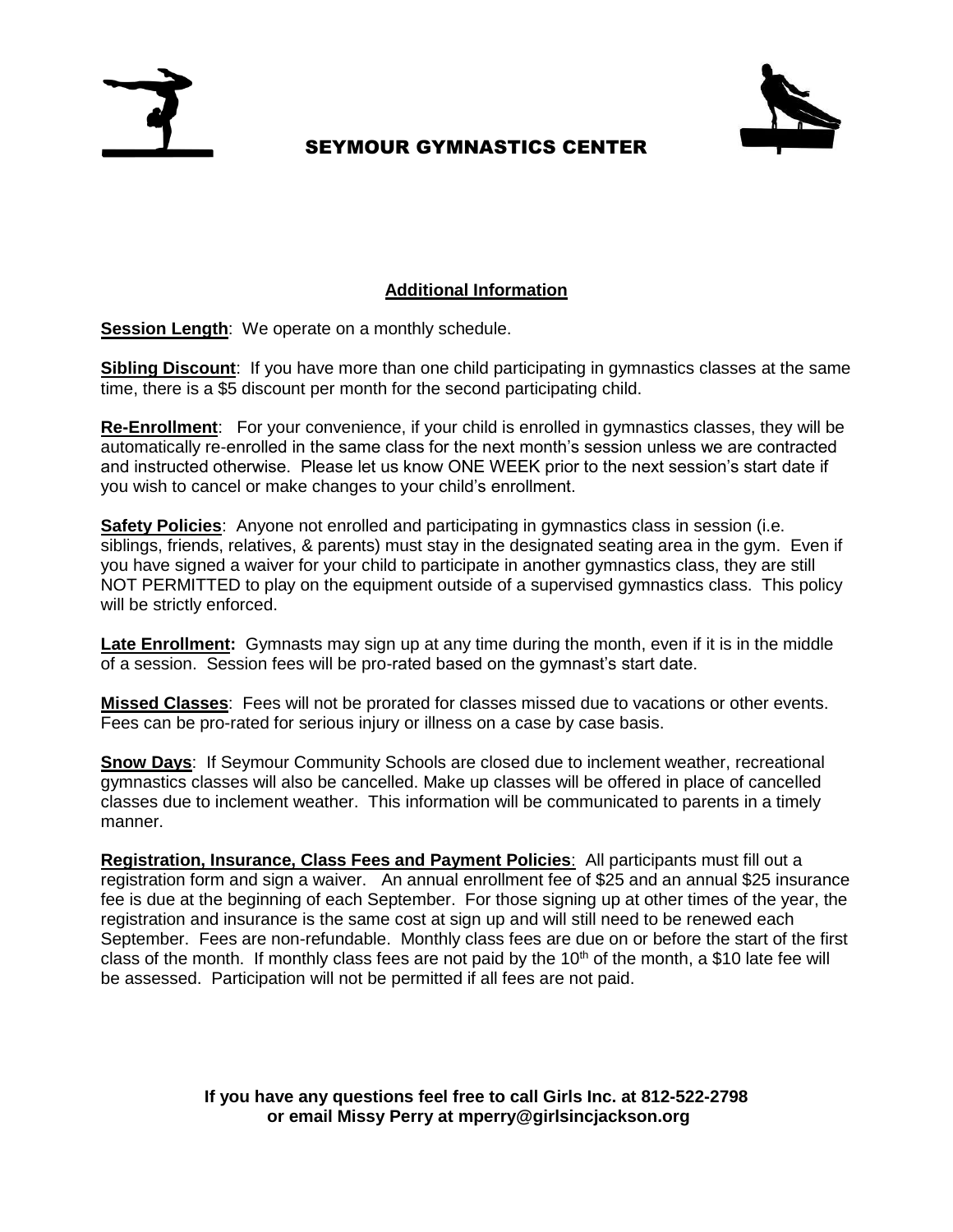# SEYMOUR GYMNASTICS CENTER

## Additional Information

**Session Length**: We operate on a monthly schedule.

**Sibling Discount**: If you have more than one child participating in gymnastics classes at the same time, there is a $5 discount per month for the second participating child.

**Re-Enrollment**: For your convenience, if your child is enrolled in gymnastics classes, they will be automatically re-enrolled in the same class for the next month's session unless we are contracted and instructed otherwise. Please let us know ONE WEEK prior to the next session's start date if you wish to cancel or make changes to your child's enrollment.

**Safety Policies**: Anyone not enrolled and participating in gymnastics class in session (i.e. siblings, friends, relatives, & parents) must stay in the designated seating area in the gym. Even if you have signed a waiver for your child to participate in another gymnastics class, they are still NOT PERMITTED to play on the equipment outside of a supervised gymnastics class. This policy will be strictly enforced.

**Late Enrollment:** Gymnasts may sign up at any time during the month, even if it is in the middle of a session. Session fees will be pro-rated based on the gymnast's start date.

**Missed Classes**: Fees will not be prorated for classes missed due to vacations or other events. Fees can be pro-rated for serious injury or illness on a case by case basis.

**Snow Days**: If Seymour Community Schools are closed due to inclement weather, recreational gymnastics classes will also be cancelled. Make up classes will be offered in place of cancelled classes due to inclement weather. This information will be communicated to parents in a timely manner.

**Registration, Insurance, Class Fees and Payment Policies**: All participants must fill out a registration form and sign a waiver. An annual enrollment fee of $25 and an annual $25 insurance fee is due at the beginning of each September. For those signing up at other times of the year, the registration and insurance is the same cost at sign up and will still need to be renewed each September. Fees are non-refundable. Monthly class fees are due on or before the start of the first class of the month. If monthly class fees are not paid by the 10th of the month, a $10 late fee will be assessed. Participation will not be permitted if all fees are not paid.

**If you have any questions feel free to call Girls Inc. at 812-522-2798 or email Missy Perry at mperry@girlsincjackson.org**